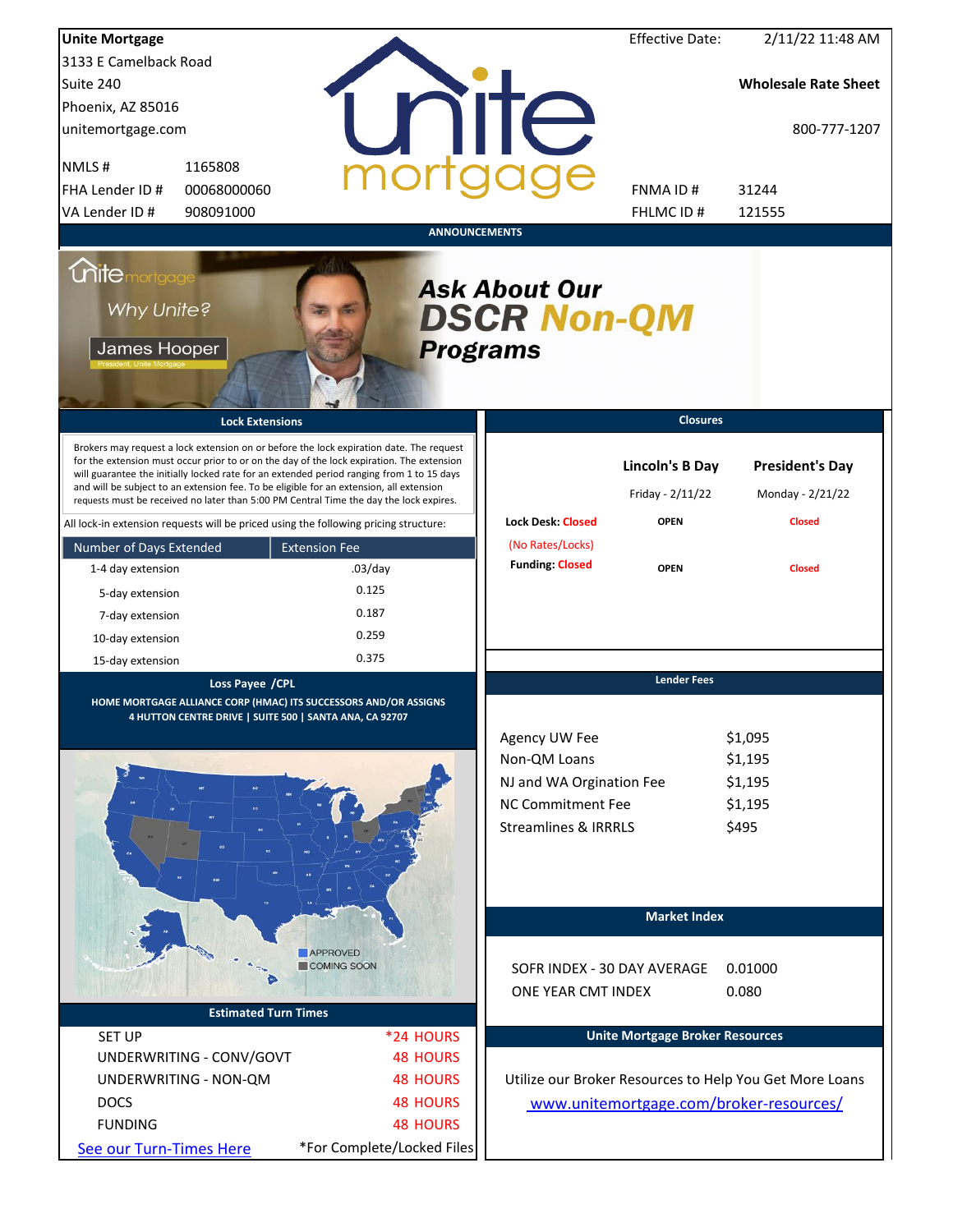**Unite Mortgage**
3133 E Camelback Road
Suite 240
Phoenix, AZ 85016
unitemortgage.com

| | |
|---|---|
| NMLS # | 1165808 |
| FHA Lender ID # | 00068000060 |
| VA Lender ID # | 908091000 |

Effective Date: 2/11/22 11:48 AM

**Wholesale Rate Sheet**

800-777-1207

| | |
|---|---|
| FNMA ID # | 31244 |
| FHLMC ID # | 121555 |

## ANNOUNCEMENTS

unite mortgage
Why Unite?
James Hooper
President, Unite Mortgage

***Ask About Our DSCR Non-QM Programs***

## Lock Extensions

Brokers may request a lock extension on or before the lock expiration date. The request for the extension must occur prior to or on the day of the lock expiration. The extension will guarantee the initially locked rate for an extended period ranging from 1 to 15 days and will be subject to an extension fee. To be eligible for an extension, all extension requests must be received no later than 5:00 PM Central Time the day the lock expires.

All lock-in extension requests will be priced using the following pricing structure:

| Number of Days Extended | Extension Fee |
|---|---|
| 1-4 day extension | .03/day |
| 5-day extension | 0.125 |
| 7-day extension | 0.187 |
| 10-day extension | 0.259 |
| 15-day extension | 0.375 |

## Closures

| | Lincoln's B Day | President's Day |
|---|---|---|
| | Friday - 2/11/22 | Monday - 2/21/22 |
| Lock Desk: Closed (No Rates/Locks) | OPEN | Closed |
| Funding: Closed | OPEN | Closed |

## Loss Payee /CPL

HOME MORTGAGE ALLIANCE CORP (HMAC) ITS SUCCESSORS AND/OR ASSIGNS
4 HUTTON CENTRE DRIVE | SUITE 500 | SANTA ANA, CA 92707

APPROVED
COMING SOON

## Lender Fees

| | |
|---|---|
| Agency UW Fee | $1,095 |
| Non-QM Loans | $1,195 |
| NJ and WA Orgination Fee | $1,195 |
| NC Commitment Fee | $1,195 |
| Streamlines & IRRRLS | $495 |

## Market Index

| | |
|---|---|
| SOFR INDEX - 30 DAY AVERAGE | 0.01000 |
| ONE YEAR CMT INDEX | 0.080 |

## Estimated Turn Times

| | |
|---|---|
| SET UP | *24 HOURS |
| UNDERWRITING - CONV/GOVT | 48 HOURS |
| UNDERWRITING - NON-QM | 48 HOURS |
| DOCS | 48 HOURS |
| FUNDING | 48 HOURS |

See our Turn-Times Here

*For Complete/Locked Files

## Unite Mortgage Broker Resources

Utilize our Broker Resources to Help You Get More Loans
www.unitemortgage.com/broker-resources/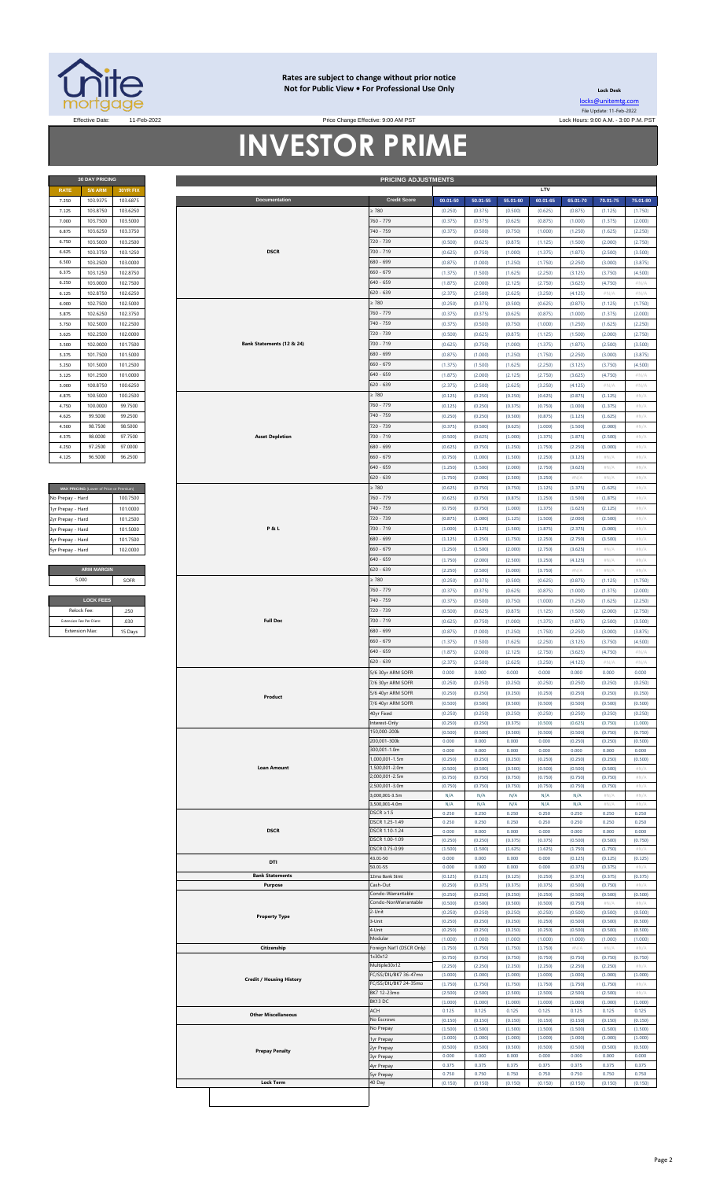**Rates are subject to change without prior notice**
**Not for Public View • For Professional Use Only**

**Lock Desk**
locks@unitemtg.com
File Update: 11-Feb-2022

Effective Date: 11-Feb-2022 | Price Change Effective: 9:00 AM PST | Lock Hours: 9:00 A.M. - 3:00 P.M. PST

# INVESTOR PRIME

| 30 DAY PRICING | | |
|---|---|---|
| RATE | 5/6 ARM | 30YR FIX |
| 7.250 | 103.9375 | 103.6875 |
| 7.125 | 103.8750 | 103.6250 |
| 7.000 | 103.7500 | 103.5000 |
| 6.875 | 103.6250 | 103.3750 |
| 6.750 | 103.5000 | 103.2500 |
| 6.625 | 103.3750 | 103.1250 |
| 6.500 | 103.2500 | 103.0000 |
| 6.375 | 103.1250 | 102.8750 |
| 6.250 | 103.0000 | 102.7500 |
| 6.125 | 102.8750 | 102.6250 |
| 6.000 | 102.7500 | 102.5000 |
| 5.875 | 102.6250 | 102.3750 |
| 5.750 | 102.5000 | 102.2500 |
| 5.625 | 102.2500 | 102.0000 |
| 5.500 | 102.0000 | 101.7500 |
| 5.375 | 101.7500 | 101.5000 |
| 5.250 | 101.5000 | 101.2500 |
| 5.125 | 101.2500 | 101.0000 |
| 5.000 | 100.8750 | 100.6250 |
| 4.875 | 100.5000 | 100.2500 |
| 4.750 | 100.0000 | 99.7500 |
| 4.625 | 99.5000 | 99.2500 |
| 4.500 | 98.7500 | 98.5000 |
| 4.375 | 98.0000 | 97.7500 |
| 4.250 | 97.2500 | 97.0000 |
| 4.125 | 96.5000 | 96.2500 |

| MAX PRICING (Lower of Price or Premium) | |
|---|---|
| No Prepay - Hard | 100.7500 |
| 1yr Prepay - Hard | 101.0000 |
| 2yr Prepay - Hard | 101.2500 |
| 3yr Prepay - Hard | 101.5000 |
| 4yr Prepay - Hard | 101.7500 |
| 5yr Prepay - Hard | 102.0000 |

| ARM MARGIN | |
|---|---|
| 5.000 | SOFR |

| LOCK FEES | |
|---|---|
| Relock Fee: | .250 |
| Extension Fee Per Diem: | .030 |
| Extension Max: | 15 Days |

| PRICING ADJUSTMENTS | | | | | | | | |
|---|---|---|---|---|---|---|---|---|
| | | LTV | | | | | | |
| Documentation | Credit Score | 00.01-50 | 50.01-55 | 55.01-60 | 60.01-65 | 65.01-70 | 70.01-75 | 75.01-80 |
| DSCR | ≥ 780 | (0.250) | (0.375) | (0.500) | (0.625) | (0.875) | (1.125) | (1.750) |
| | 760 - 779 | (0.375) | (0.375) | (0.625) | (0.875) | (1.000) | (1.375) | (2.000) |
| | 740 - 759 | (0.375) | (0.500) | (0.750) | (1.000) | (1.250) | (1.625) | (2.250) |
| | 720 - 739 | (0.500) | (0.625) | (0.875) | (1.125) | (1.500) | (2.000) | (2.750) |
| | 700 - 719 | (0.625) | (0.750) | (1.000) | (1.375) | (1.875) | (2.500) | (3.500) |
| | 680 - 699 | (0.875) | (1.000) | (1.250) | (1.750) | (2.250) | (3.000) | (3.875) |
| | 660 - 679 | (1.375) | (1.500) | (1.625) | (2.250) | (3.125) | (3.750) | (4.500) |
| | 640 - 659 | (1.875) | (2.000) | (2.125) | (2.750) | (3.625) | (4.750) | #N/A |
| | 620 - 639 | (2.375) | (2.500) | (2.625) | (3.250) | (4.125) | #N/A | #N/A |
| Bank Statements (12 & 24) | ≥ 780 | (0.250) | (0.375) | (0.500) | (0.625) | (0.875) | (1.125) | (1.750) |
| | 760 - 779 | (0.375) | (0.375) | (0.625) | (0.875) | (1.000) | (1.375) | (2.000) |
| | 740 - 759 | (0.375) | (0.500) | (0.750) | (1.000) | (1.250) | (1.625) | (2.250) |
| | 720 - 739 | (0.500) | (0.625) | (0.875) | (1.125) | (1.500) | (2.000) | (2.750) |
| | 700 - 719 | (0.625) | (0.750) | (1.000) | (1.375) | (1.875) | (2.500) | (3.500) |
| | 680 - 699 | (0.875) | (1.000) | (1.250) | (1.750) | (2.250) | (3.000) | (3.875) |
| | 660 - 679 | (1.375) | (1.500) | (1.625) | (2.250) | (3.125) | (3.750) | (4.500) |
| | 640 - 659 | (1.875) | (2.000) | (2.125) | (2.750) | (3.625) | (4.750) | #N/A |
| | 620 - 639 | (2.375) | (2.500) | (2.625) | (3.250) | (4.125) | #N/A | #N/A |
| Asset Depletion | ≥ 780 | (0.125) | (0.250) | (0.250) | (0.625) | (0.875) | (1.125) | #N/A |
| | 760 - 779 | (0.125) | (0.250) | (0.375) | (0.750) | (1.000) | (1.375) | #N/A |
| | 740 - 759 | (0.250) | (0.250) | (0.500) | (0.875) | (1.125) | (1.625) | #N/A |
| | 720 - 739 | (0.375) | (0.500) | (0.625) | (1.000) | (1.500) | (2.000) | #N/A |
| | 700 - 719 | (0.500) | (0.625) | (1.000) | (1.375) | (1.875) | (2.500) | #N/A |
| | 680 - 699 | (0.625) | (0.750) | (1.250) | (1.750) | (2.250) | (3.000) | #N/A |
| | 660 - 679 | (0.750) | (1.000) | (1.500) | (2.250) | (3.125) | #N/A | #N/A |
| | 640 - 659 | (1.250) | (1.500) | (2.000) | (2.750) | (3.625) | #N/A | #N/A |
| | 620 - 639 | (1.750) | (2.000) | (2.500) | (3.250) | #N/A | #N/A | #N/A |
| P & L | ≥ 780 | (0.625) | (0.750) | (0.750) | (1.125) | (1.375) | (1.625) | #N/A |
| | 760 - 779 | (0.625) | (0.750) | (0.875) | (1.250) | (1.500) | (1.875) | #N/A |
| | 740 - 759 | (0.750) | (0.750) | (1.000) | (1.375) | (1.625) | (2.125) | #N/A |
| | 720 - 739 | (0.875) | (1.000) | (1.125) | (1.500) | (2.000) | (2.500) | #N/A |
| | 700 - 719 | (1.000) | (1.125) | (1.500) | (1.875) | (2.375) | (3.000) | #N/A |
| | 680 - 699 | (1.125) | (1.250) | (1.750) | (2.250) | (2.750) | (3.500) | #N/A |
| | 660 - 679 | (1.250) | (1.500) | (2.000) | (2.750) | (3.625) | #N/A | #N/A |
| | 640 - 659 | (1.750) | (2.000) | (2.500) | (3.250) | (4.125) | #N/A | #N/A |
| | 620 - 639 | (2.250) | (2.500) | (3.000) | (3.750) | #N/A | #N/A | #N/A |
| Full Doc | ≥ 780 | (0.250) | (0.375) | (0.500) | (0.625) | (0.875) | (1.125) | (1.750) |
| | 760 - 779 | (0.375) | (0.375) | (0.625) | (0.875) | (1.000) | (1.375) | (2.000) |
| | 740 - 759 | (0.375) | (0.500) | (0.750) | (1.000) | (1.250) | (1.625) | (2.250) |
| | 720 - 739 | (0.500) | (0.625) | (0.875) | (1.125) | (1.500) | (2.000) | (2.750) |
| | 700 - 719 | (0.625) | (0.750) | (1.000) | (1.375) | (1.875) | (2.500) | (3.500) |
| | 680 - 699 | (0.875) | (1.000) | (1.250) | (1.750) | (2.250) | (3.000) | (3.875) |
| | 660 - 679 | (1.375) | (1.500) | (1.625) | (2.250) | (3.125) | (3.750) | (4.500) |
| | 640 - 659 | (1.875) | (2.000) | (2.125) | (2.750) | (3.625) | (4.750) | #N/A |
| | 620 - 639 | (2.375) | (2.500) | (2.625) | (3.250) | (4.125) | #N/A | #N/A |
| Product | 5/6 30yr ARM SOFR | 0.000 | 0.000 | 0.000 | 0.000 | 0.000 | 0.000 | 0.000 |
| | 7/6 30yr ARM SOFR | (0.250) | (0.250) | (0.250) | (0.250) | (0.250) | (0.250) | (0.250) |
| | 5/6 40yr ARM SOFR | (0.250) | (0.250) | (0.250) | (0.250) | (0.250) | (0.250) | (0.250) |
| | 7/6 40yr ARM SOFR | (0.500) | (0.500) | (0.500) | (0.500) | (0.500) | (0.500) | (0.500) |
| | 40yr Fixed | (0.250) | (0.250) | (0.250) | (0.250) | (0.250) | (0.250) | (0.250) |
| | Interest-Only | (0.250) | (0.250) | (0.375) | (0.500) | (0.625) | (0.750) | (1.000) |
| Loan Amount | 150,000-200k | (0.500) | (0.500) | (0.500) | (0.500) | (0.500) | (0.750) | (0.750) |
| | 200,001-300k | 0.000 | 0.000 | 0.000 | 0.000 | (0.250) | (0.250) | (0.500) |
| | 300,001-1.0m | 0.000 | 0.000 | 0.000 | 0.000 | 0.000 | 0.000 | 0.000 |
| | 1,000,001-1.5m | (0.250) | (0.250) | (0.250) | (0.250) | (0.250) | (0.250) | (0.500) |
| | 1,500,001-2.0m | (0.500) | (0.500) | (0.500) | (0.500) | (0.500) | (0.500) | #N/A |
| | 2,000,001-2.5m | (0.750) | (0.750) | (0.750) | (0.750) | (0.750) | (0.750) | #N/A |
| | 2,500,001-3.0m | (0.750) | (0.750) | (0.750) | (0.750) | (0.750) | (0.750) | #N/A |
| | 3,000,001-3.5m | N/A | N/A | N/A | N/A | N/A | #N/A | #N/A |
| | 3,500,001-4.0m | N/A | N/A | N/A | N/A | N/A | #N/A | #N/A |
| DSCR | DSCR ≥1.5 | 0.250 | 0.250 | 0.250 | 0.250 | 0.250 | 0.250 | 0.250 |
| | DSCR 1.25-1.49 | 0.250 | 0.250 | 0.250 | 0.250 | 0.250 | 0.250 | 0.250 |
| | DSCR 1.10-1.24 | 0.000 | 0.000 | 0.000 | 0.000 | 0.000 | 0.000 | 0.000 |
| | DSCR 1.00-1.09 | (0.250) | (0.250) | (0.375) | (0.375) | (0.500) | (0.500) | (0.750) |
| | DSCR 0.75-0.99 | (1.500) | (1.500) | (1.625) | (1.625) | (1.750) | (1.750) | #N/A |
| DTI | 43.01-50 | 0.000 | 0.000 | 0.000 | 0.000 | (0.125) | (0.125) | (0.125) |
| | 50.01-55 | 0.000 | 0.000 | 0.000 | 0.000 | (0.375) | (0.375) | #N/A |
| Bank Statements | 12mo Bank Stmt | (0.125) | (0.125) | (0.125) | (0.250) | (0.375) | (0.375) | (0.375) |
| Purpose | Cash-Out | (0.250) | (0.375) | (0.375) | (0.375) | (0.500) | (0.750) | #N/A |
| Property Type | Condo-Warrantable | (0.250) | (0.250) | (0.250) | (0.250) | (0.500) | (0.500) | (0.500) |
| | Condo-NonWarrantable | (0.500) | (0.500) | (0.500) | (0.500) | (0.750) | #N/A | #N/A |
| | 2-Unit | (0.250) | (0.250) | (0.250) | (0.250) | (0.500) | (0.500) | (0.500) |
| | 3-Unit | (0.250) | (0.250) | (0.250) | (0.250) | (0.500) | (0.500) | (0.500) |
| | 4-Unit | (0.250) | (0.250) | (0.250) | (0.250) | (0.500) | (0.500) | (0.500) |
| | Modular | (1.000) | (1.000) | (1.000) | (1.000) | (1.000) | (1.000) | (1.000) |
| Citizenship | Foreign Nat'l (DSCR Only) | (1.750) | (1.750) | (1.750) | (1.750) | #N/A | #N/A | #N/A |
| Credit / Housing History | 1x30x12 | (0.750) | (0.750) | (0.750) | (0.750) | (0.750) | (0.750) | (0.750) |
| | Multiple30x12 | (2.250) | (2.250) | (2.250) | (2.250) | (2.250) | (2.250) | #N/A |
| | FC/SS/DIL/BK7 36-47mo | (1.000) | (1.000) | (1.000) | (1.000) | (1.000) | (1.000) | (1.000) |
| | FC/SS/DIL/BK7 24-35mo | (1.750) | (1.750) | (1.750) | (1.750) | (1.750) | (1.750) | #N/A |
| | BK7 12-23mo | (2.500) | (2.500) | (2.500) | (2.500) | (2.500) | (2.500) | #N/A |
| | BK13 DC | (1.000) | (1.000) | (1.000) | (1.000) | (1.000) | (1.000) | (1.000) |
| Other Miscellaneous | ACH | 0.125 | 0.125 | 0.125 | 0.125 | 0.125 | 0.125 | 0.125 |
| | No Escrows | (0.150) | (0.150) | (0.150) | (0.150) | (0.150) | (0.150) | (0.150) |
| Prepay Penalty | No Prepay | (1.500) | (1.500) | (1.500) | (1.500) | (1.500) | (1.500) | (1.500) |
| | 1yr Prepay | (1.000) | (1.000) | (1.000) | (1.000) | (1.000) | (1.000) | (1.000) |
| | 2yr Prepay | (0.500) | (0.500) | (0.500) | (0.500) | (0.500) | (0.500) | (0.500) |
| | 3yr Prepay | 0.000 | 0.000 | 0.000 | 0.000 | 0.000 | 0.000 | 0.000 |
| | 4yr Prepay | 0.375 | 0.375 | 0.375 | 0.375 | 0.375 | 0.375 | 0.375 |
| | 5yr Prepay | 0.750 | 0.750 | 0.750 | 0.750 | 0.750 | 0.750 | 0.750 |
| Lock Term | 40 Day | (0.150) | (0.150) | (0.150) | (0.150) | (0.150) | (0.150) | (0.150) |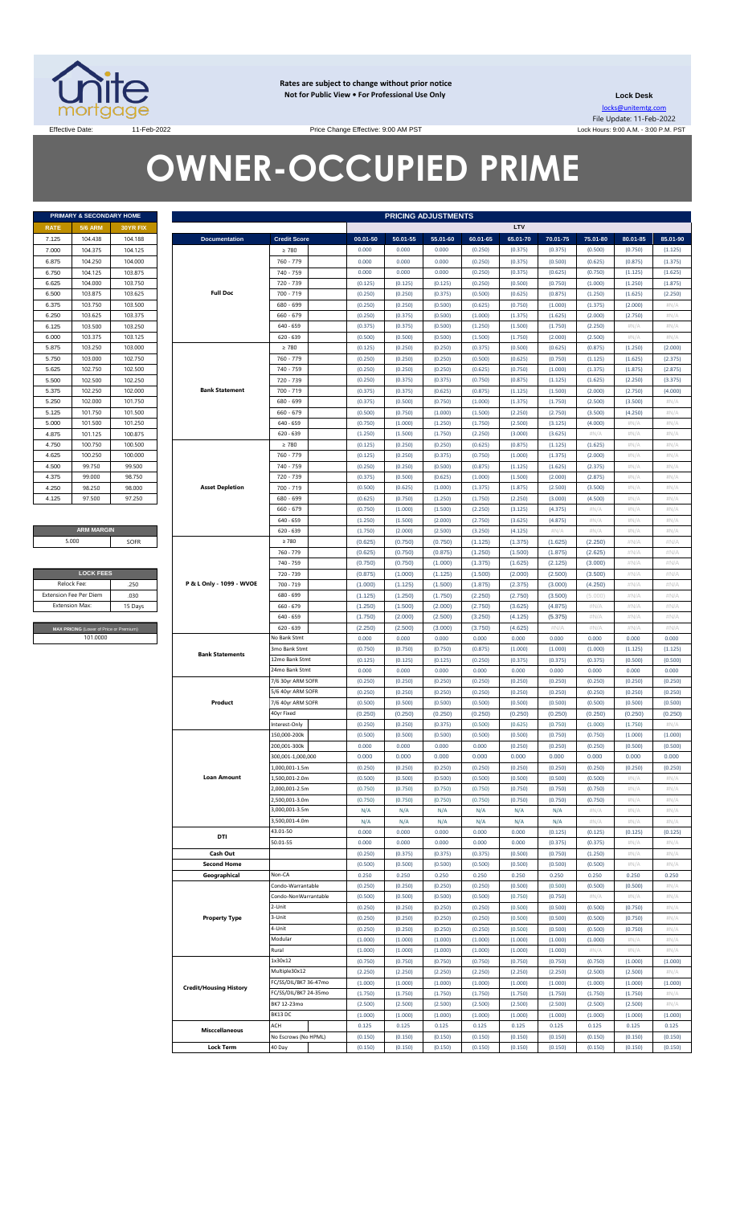Rates are subject to change without prior notice
Not for Public View • For Professional Use Only

**Lock Desk**
locks@unitemtg.com
File Update: 11-Feb-2022
Lock Hours: 9:00 A.M. - 3:00 P.M. PST

Effective Date: 11-Feb-2022

Price Change Effective: 9:00 AM PST

# OWNER-OCCUPIED PRIME

| PRIMARY & SECONDARY HOME | | |
|---|---|---|
| RATE | 5/6 ARM | 30YR FIX |
| 7.125 | 104.438 | 104.188 |
| 7.000 | 104.375 | 104.125 |
| 6.875 | 104.250 | 104.000 |
| 6.750 | 104.125 | 103.875 |
| 6.625 | 104.000 | 103.750 |
| 6.500 | 103.875 | 103.625 |
| 6.375 | 103.750 | 103.500 |
| 6.250 | 103.625 | 103.375 |
| 6.125 | 103.500 | 103.250 |
| 6.000 | 103.375 | 103.125 |
| 5.875 | 103.250 | 103.000 |
| 5.750 | 103.000 | 102.750 |
| 5.625 | 102.750 | 102.500 |
| 5.500 | 102.500 | 102.250 |
| 5.375 | 102.250 | 102.000 |
| 5.250 | 102.000 | 101.750 |
| 5.125 | 101.750 | 101.500 |
| 5.000 | 101.500 | 101.250 |
| 4.875 | 101.125 | 100.875 |
| 4.750 | 100.750 | 100.500 |
| 4.625 | 100.250 | 100.000 |
| 4.500 | 99.750 | 99.500 |
| 4.375 | 99.000 | 98.750 |
| 4.250 | 98.250 | 98.000 |
| 4.125 | 97.500 | 97.250 |

| ARM MARGIN | |
|---|---|
| 5.000 | SOFR |

| LOCK FEES | |
|---|---|
| Relock Fee: | .250 |
| Extension Fee Per Diem | .030 |
| Extension Max: | 15 Days |

| MAX PRICING (Lower of Price or Premium) |
|---|
| 101.0000 |

| PRICING ADJUSTMENTS | | | | | | | | | | |
|---|---|---|---|---|---|---|---|---|---|---|
| | | LTV | | | | | | | | |
| Documentation | Credit Score | 00.01-50 | 50.01-55 | 55.01-60 | 60.01-65 | 65.01-70 | 70.01-75 | 75.01-80 | 80.01-85 | 85.01-90 |
| Full Doc | ≥ 780 | 0.000 | 0.000 | 0.000 | (0.250) | (0.375) | (0.375) | (0.500) | (0.750) | (1.125) |
| | 760 - 779 | 0.000 | 0.000 | 0.000 | (0.250) | (0.375) | (0.500) | (0.625) | (0.875) | (1.375) |
| | 740 - 759 | 0.000 | 0.000 | 0.000 | (0.250) | (0.375) | (0.625) | (0.750) | (1.125) | (1.625) |
| | 720 - 739 | (0.125) | (0.125) | (0.125) | (0.250) | (0.500) | (0.750) | (1.000) | (1.250) | (1.875) |
| | 700 - 719 | (0.250) | (0.250) | (0.375) | (0.500) | (0.625) | (0.875) | (1.250) | (1.625) | (2.250) |
| | 680 - 699 | (0.250) | (0.250) | (0.500) | (0.625) | (0.750) | (1.000) | (1.375) | (2.000) | #N/A |
| | 660 - 679 | (0.250) | (0.375) | (0.500) | (1.000) | (1.375) | (1.625) | (2.000) | (2.750) | #N/A |
| | 640 - 659 | (0.375) | (0.375) | (0.500) | (1.250) | (1.500) | (1.750) | (2.250) | #N/A | #N/A |
| | 620 - 639 | (0.500) | (0.500) | (0.500) | (1.500) | (1.750) | (2.000) | (2.500) | #N/A | #N/A |
| Bank Statement | ≥ 780 | (0.125) | (0.250) | (0.250) | (0.375) | (0.500) | (0.625) | (0.875) | (1.250) | (2.000) |
| | 760 - 779 | (0.250) | (0.250) | (0.250) | (0.500) | (0.625) | (0.750) | (1.125) | (1.625) | (2.375) |
| | 740 - 759 | (0.250) | (0.250) | (0.250) | (0.625) | (0.750) | (1.000) | (1.375) | (1.875) | (2.875) |
| | 720 - 739 | (0.250) | (0.375) | (0.375) | (0.750) | (0.875) | (1.125) | (1.625) | (2.250) | (3.375) |
| | 700 - 719 | (0.375) | (0.375) | (0.625) | (0.875) | (1.125) | (1.500) | (2.000) | (2.750) | (4.000) |
| | 680 - 699 | (0.375) | (0.500) | (0.750) | (1.000) | (1.375) | (1.750) | (2.500) | (3.500) | #N/A |
| | 660 - 679 | (0.500) | (0.750) | (1.000) | (1.500) | (2.250) | (2.750) | (3.500) | (4.250) | #N/A |
| | 640 - 659 | (0.750) | (1.000) | (1.250) | (1.750) | (2.500) | (3.125) | (4.000) | #N/A | #N/A |
| | 620 - 639 | (1.250) | (1.500) | (1.750) | (2.250) | (3.000) | (3.625) | #N/A | #N/A | #N/A |
| Asset Depletion | ≥ 780 | (0.125) | (0.250) | (0.250) | (0.625) | (0.875) | (1.125) | (1.625) | #N/A | #N/A |
| | 760 - 779 | (0.125) | (0.250) | (0.375) | (0.750) | (1.000) | (1.375) | (2.000) | #N/A | #N/A |
| | 740 - 759 | (0.250) | (0.250) | (0.500) | (0.875) | (1.125) | (1.625) | (2.375) | #N/A | #N/A |
| | 720 - 739 | (0.375) | (0.500) | (0.625) | (1.000) | (1.500) | (2.000) | (2.875) | #N/A | #N/A |
| | 700 - 719 | (0.500) | (0.625) | (1.000) | (1.375) | (1.875) | (2.500) | (3.500) | #N/A | #N/A |
| | 680 - 699 | (0.625) | (0.750) | (1.250) | (1.750) | (2.250) | (3.000) | (4.500) | #N/A | #N/A |
| | 660 - 679 | (0.750) | (1.000) | (1.500) | (2.250) | (3.125) | (4.375) | #N/A | #N/A | #N/A |
| | 640 - 659 | (1.250) | (1.500) | (2.000) | (2.750) | (3.625) | (4.875) | #N/A | #N/A | #N/A |
| | 620 - 639 | (1.750) | (2.000) | (2.500) | (3.250) | (4.125) | #N/A | #N/A | #N/A | #N/A |
| P & L Only - 1099 - WVOE | ≥ 780 | (0.625) | (0.750) | (0.750) | (1.125) | (1.375) | (1.625) | (2.250) | #N/A | #N/A |
| | 760 - 779 | (0.625) | (0.750) | (0.875) | (1.250) | (1.500) | (1.875) | (2.625) | #N/A | #N/A |
| | 740 - 759 | (0.750) | (0.750) | (1.000) | (1.375) | (1.625) | (2.125) | (3.000) | #N/A | #N/A |
| | 720 - 739 | (0.875) | (1.000) | (1.125) | (1.500) | (2.000) | (2.500) | (3.500) | #N/A | #N/A |
| | 700 - 719 | (1.000) | (1.125) | (1.500) | (1.875) | (2.375) | (3.000) | (4.250) | #N/A | #N/A |
| | 680 - 699 | (1.125) | (1.250) | (1.750) | (2.250) | (2.750) | (3.500) | (5.000) | #N/A | #N/A |
| | 660 - 679 | (1.250) | (1.500) | (2.000) | (2.750) | (3.625) | (4.875) | #N/A | #N/A | #N/A |
| | 640 - 659 | (1.750) | (2.000) | (2.500) | (3.250) | (4.125) | (5.375) | #N/A | #N/A | #N/A |
| | 620 - 639 | (2.250) | (2.500) | (3.000) | (3.750) | (4.625) | #N/A | #N/A | #N/A | #N/A |
| Bank Statements | No Bank Stmt | 0.000 | 0.000 | 0.000 | 0.000 | 0.000 | 0.000 | 0.000 | 0.000 | 0.000 |
| | 3mo Bank Stmt | (0.750) | (0.750) | (0.750) | (0.875) | (1.000) | (1.000) | (1.000) | (1.125) | (1.125) |
| | 12mo Bank Stmt | (0.125) | (0.125) | (0.125) | (0.250) | (0.375) | (0.375) | (0.375) | (0.500) | (0.500) |
| | 24mo Bank Stmt | 0.000 | 0.000 | 0.000 | 0.000 | 0.000 | 0.000 | 0.000 | 0.000 | 0.000 |
| Product | 7/6 30yr ARM SOFR | (0.250) | (0.250) | (0.250) | (0.250) | (0.250) | (0.250) | (0.250) | (0.250) | (0.250) |
| | 5/6 40yr ARM SOFR | (0.250) | (0.250) | (0.250) | (0.250) | (0.250) | (0.250) | (0.250) | (0.250) | (0.250) |
| | 7/6 40yr ARM SOFR | (0.500) | (0.500) | (0.500) | (0.500) | (0.500) | (0.500) | (0.500) | (0.500) | (0.500) |
| | 40yr Fixed | (0.250) | (0.250) | (0.250) | (0.250) | (0.250) | (0.250) | (0.250) | (0.250) | (0.250) |
| | Interest-Only | (0.250) | (0.250) | (0.375) | (0.500) | (0.625) | (0.750) | (1.000) | (1.750) | #N/A |
| Loan Amount | 150,000-200k | (0.500) | (0.500) | (0.500) | (0.500) | (0.500) | (0.750) | (0.750) | (1.000) | (1.000) |
| | 200,001-300k | 0.000 | 0.000 | 0.000 | 0.000 | (0.250) | (0.250) | (0.250) | (0.500) | (0.500) |
| | 300,001-1,000,000 | 0.000 | 0.000 | 0.000 | 0.000 | 0.000 | 0.000 | 0.000 | 0.000 | 0.000 |
| | 1,000,001-1.5m | (0.250) | (0.250) | (0.250) | (0.250) | (0.250) | (0.250) | (0.250) | (0.250) | (0.250) |
| | 1,500,001-2.0m | (0.500) | (0.500) | (0.500) | (0.500) | (0.500) | (0.500) | (0.500) | #N/A | #N/A |
| | 2,000,001-2.5m | (0.750) | (0.750) | (0.750) | (0.750) | (0.750) | (0.750) | (0.750) | #N/A | #N/A |
| | 2,500,001-3.0m | (0.750) | (0.750) | (0.750) | (0.750) | (0.750) | (0.750) | (0.750) | #N/A | #N/A |
| | 3,000,001-3.5m | N/A | N/A | N/A | N/A | N/A | N/A | #N/A | #N/A | #N/A |
| | 3,500,001-4.0m | N/A | N/A | N/A | N/A | N/A | N/A | #N/A | #N/A | #N/A |
| DTI | 43.01-50 | 0.000 | 0.000 | 0.000 | 0.000 | 0.000 | (0.125) | (0.125) | (0.125) | (0.125) |
| | 50.01-55 | 0.000 | 0.000 | 0.000 | 0.000 | 0.000 | (0.375) | (0.375) | #N/A | #N/A |
| Cash Out | | (0.250) | (0.375) | (0.375) | (0.375) | (0.500) | (0.750) | (1.250) | #N/A | #N/A |
| Second Home | | (0.500) | (0.500) | (0.500) | (0.500) | (0.500) | (0.500) | (0.500) | #N/A | #N/A |
| Geographical | Non-CA | 0.250 | 0.250 | 0.250 | 0.250 | 0.250 | 0.250 | 0.250 | 0.250 | 0.250 |
| Property Type | Condo-Warrantable | (0.250) | (0.250) | (0.250) | (0.250) | (0.500) | (0.500) | (0.500) | (0.500) | #N/A |
| | Condo-NonWarrantable | (0.500) | (0.500) | (0.500) | (0.500) | (0.750) | (0.750) | #N/A | #N/A | #N/A |
| | 2-Unit | (0.250) | (0.250) | (0.250) | (0.250) | (0.500) | (0.500) | (0.500) | (0.750) | #N/A |
| | 3-Unit | (0.250) | (0.250) | (0.250) | (0.250) | (0.500) | (0.500) | (0.500) | (0.750) | #N/A |
| | 4-Unit | (0.250) | (0.250) | (0.250) | (0.250) | (0.500) | (0.500) | (0.500) | (0.750) | #N/A |
| | Modular | (1.000) | (1.000) | (1.000) | (1.000) | (1.000) | (1.000) | (1.000) | #N/A | #N/A |
| | Rural | (1.000) | (1.000) | (1.000) | (1.000) | (1.000) | (1.000) | #N/A | #N/A | #N/A |
| Credit/Housing History | 1x30x12 | (0.750) | (0.750) | (0.750) | (0.750) | (0.750) | (0.750) | (0.750) | (1.000) | (1.000) |
| | Multiple30x12 | (2.250) | (2.250) | (2.250) | (2.250) | (2.250) | (2.250) | (2.500) | (2.500) | #N/A |
| | FC/SS/DIL/BK7 36-47mo | (1.000) | (1.000) | (1.000) | (1.000) | (1.000) | (1.000) | (1.000) | (1.000) | (1.000) |
| | FC/SS/DIL/BK7 24-35mo | (1.750) | (1.750) | (1.750) | (1.750) | (1.750) | (1.750) | (1.750) | (1.750) | #N/A |
| | BK7 12-23mo | (2.500) | (2.500) | (2.500) | (2.500) | (2.500) | (2.500) | (2.500) | (2.500) | #N/A |
| | BK13 DC | (1.000) | (1.000) | (1.000) | (1.000) | (1.000) | (1.000) | (1.000) | (1.000) | (1.000) |
| Misccellaneous | ACH | 0.125 | 0.125 | 0.125 | 0.125 | 0.125 | 0.125 | 0.125 | 0.125 | 0.125 |
| | No Escrows (No HPML) | (0.150) | (0.150) | (0.150) | (0.150) | (0.150) | (0.150) | (0.150) | (0.150) | (0.150) |
| Lock Term | 40 Day | (0.150) | (0.150) | (0.150) | (0.150) | (0.150) | (0.150) | (0.150) | (0.150) | (0.150) |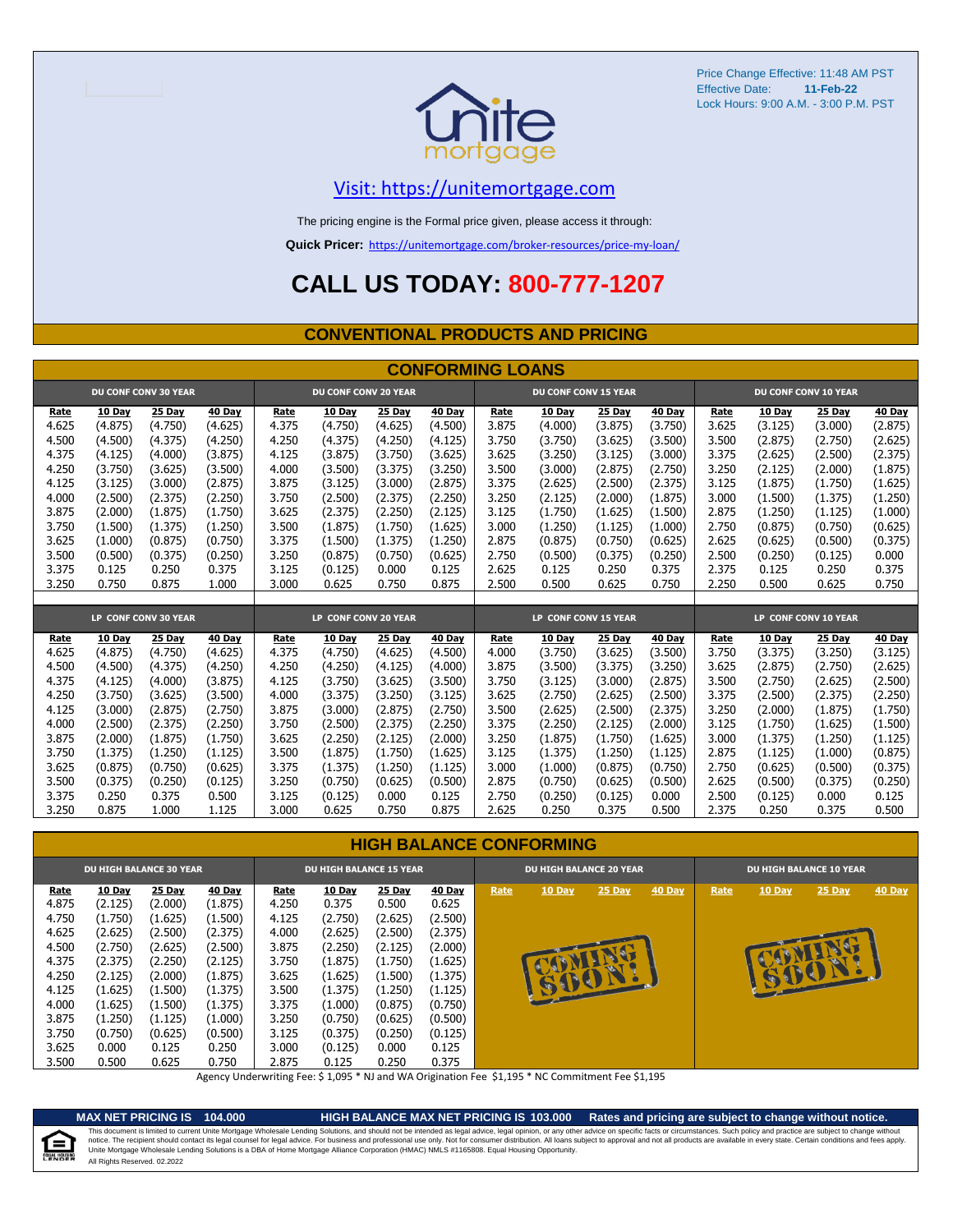Price Change Effective: 11:48 AM PST
Effective Date: **11-Feb-22**
Lock Hours: 9:00 A.M. - 3:00 P.M. PST

unite mortgage

Visit: https://unitemortgage.com

The pricing engine is the Formal price given, please access it through:

**Quick Pricer:** https://unitemortgage.com/broker-resources/price-my-loan/

# CALL US TODAY: 800-777-1207

## CONVENTIONAL PRODUCTS AND PRICING

### CONFORMING LOANS

| DU CONF CONV 30 YEAR | | | | DU CONF CONV 20 YEAR | | | | DU CONF CONV 15 YEAR | | | | DU CONF CONV 10 YEAR | | | |
|---|---|---|---|---|---|---|---|---|---|---|---|---|---|---|---|
| Rate | 10 Day | 25 Day | 40 Day | Rate | 10 Day | 25 Day | 40 Day | Rate | 10 Day | 25 Day | 40 Day | Rate | 10 Day | 25 Day | 40 Day |
| 4.625 | (4.875) | (4.750) | (4.625) | 4.375 | (4.750) | (4.625) | (4.500) | 3.875 | (4.000) | (3.875) | (3.750) | 3.625 | (3.125) | (3.000) | (2.875) |
| 4.500 | (4.500) | (4.375) | (4.250) | 4.250 | (4.375) | (4.250) | (4.125) | 3.750 | (3.750) | (3.625) | (3.500) | 3.500 | (2.875) | (2.750) | (2.625) |
| 4.375 | (4.125) | (4.000) | (3.875) | 4.125 | (3.875) | (3.750) | (3.625) | 3.625 | (3.250) | (3.125) | (3.000) | 3.375 | (2.625) | (2.500) | (2.375) |
| 4.250 | (3.750) | (3.625) | (3.500) | 4.000 | (3.500) | (3.375) | (3.250) | 3.500 | (3.000) | (2.875) | (2.750) | 3.250 | (2.125) | (2.000) | (1.875) |
| 4.125 | (3.125) | (3.000) | (2.875) | 3.875 | (3.125) | (3.000) | (2.875) | 3.375 | (2.625) | (2.500) | (2.375) | 3.125 | (1.875) | (1.750) | (1.625) |
| 4.000 | (2.500) | (2.375) | (2.250) | 3.750 | (2.500) | (2.375) | (2.250) | 3.250 | (2.125) | (2.000) | (1.875) | 3.000 | (1.500) | (1.375) | (1.250) |
| 3.875 | (2.000) | (1.875) | (1.750) | 3.625 | (2.375) | (2.250) | (2.125) | 3.125 | (1.750) | (1.625) | (1.500) | 2.875 | (1.250) | (1.125) | (1.000) |
| 3.750 | (1.500) | (1.375) | (1.250) | 3.500 | (1.875) | (1.750) | (1.625) | 3.000 | (1.250) | (1.125) | (1.000) | 2.750 | (0.875) | (0.750) | (0.625) |
| 3.625 | (1.000) | (0.875) | (0.750) | 3.375 | (1.500) | (1.375) | (1.250) | 2.875 | (0.875) | (0.750) | (0.625) | 2.625 | (0.625) | (0.500) | (0.375) |
| 3.500 | (0.500) | (0.375) | (0.250) | 3.250 | (0.875) | (0.750) | (0.625) | 2.750 | (0.500) | (0.375) | (0.250) | 2.500 | (0.250) | (0.125) | 0.000 |
| 3.375 | 0.125 | 0.250 | 0.375 | 3.125 | (0.125) | 0.000 | 0.125 | 2.625 | 0.125 | 0.250 | 0.375 | 2.375 | 0.125 | 0.250 | 0.375 |
| 3.250 | 0.750 | 0.875 | 1.000 | 3.000 | 0.625 | 0.750 | 0.875 | 2.500 | 0.500 | 0.625 | 0.750 | 2.250 | 0.500 | 0.625 | 0.750 |

| LP CONF CONV 30 YEAR | | | | LP CONF CONV 20 YEAR | | | | LP CONF CONV 15 YEAR | | | | LP CONF CONV 10 YEAR | | | |
|---|---|---|---|---|---|---|---|---|---|---|---|---|---|---|---|
| Rate | 10 Day | 25 Day | 40 Day | Rate | 10 Day | 25 Day | 40 Day | Rate | 10 Day | 25 Day | 40 Day | Rate | 10 Day | 25 Day | 40 Day |
| 4.625 | (4.875) | (4.750) | (4.625) | 4.375 | (4.750) | (4.625) | (4.500) | 4.000 | (3.750) | (3.625) | (3.500) | 3.750 | (3.375) | (3.250) | (3.125) |
| 4.500 | (4.500) | (4.375) | (4.250) | 4.250 | (4.250) | (4.125) | (4.000) | 3.875 | (3.500) | (3.375) | (3.250) | 3.625 | (2.875) | (2.750) | (2.625) |
| 4.375 | (4.125) | (4.000) | (3.875) | 4.125 | (3.750) | (3.625) | (3.500) | 3.750 | (3.125) | (3.000) | (2.875) | 3.500 | (2.750) | (2.625) | (2.500) |
| 4.250 | (3.750) | (3.625) | (3.500) | 4.000 | (3.375) | (3.250) | (3.125) | 3.625 | (2.750) | (2.625) | (2.500) | 3.375 | (2.500) | (2.375) | (2.250) |
| 4.125 | (3.000) | (2.875) | (2.750) | 3.875 | (3.000) | (2.875) | (2.750) | 3.500 | (2.625) | (2.500) | (2.375) | 3.250 | (2.000) | (1.875) | (1.750) |
| 4.000 | (2.500) | (2.375) | (2.250) | 3.750 | (2.500) | (2.375) | (2.250) | 3.375 | (2.250) | (2.125) | (2.000) | 3.125 | (1.750) | (1.625) | (1.500) |
| 3.875 | (2.000) | (1.875) | (1.750) | 3.625 | (2.250) | (2.125) | (2.000) | 3.250 | (1.875) | (1.750) | (1.625) | 3.000 | (1.375) | (1.250) | (1.125) |
| 3.750 | (1.375) | (1.250) | (1.125) | 3.500 | (1.875) | (1.750) | (1.625) | 3.125 | (1.375) | (1.250) | (1.125) | 2.875 | (1.125) | (1.000) | (0.875) |
| 3.625 | (0.875) | (0.750) | (0.625) | 3.375 | (1.375) | (1.250) | (1.125) | 3.000 | (1.000) | (0.875) | (0.750) | 2.750 | (0.625) | (0.500) | (0.375) |
| 3.500 | (0.375) | (0.250) | (0.125) | 3.250 | (0.750) | (0.625) | (0.500) | 2.875 | (0.750) | (0.625) | (0.500) | 2.625 | (0.500) | (0.375) | (0.250) |
| 3.375 | 0.250 | 0.375 | 0.500 | 3.125 | (0.125) | 0.000 | 0.125 | 2.750 | (0.250) | (0.125) | 0.000 | 2.500 | (0.125) | 0.000 | 0.125 |
| 3.250 | 0.875 | 1.000 | 1.125 | 3.000 | 0.625 | 0.750 | 0.875 | 2.625 | 0.250 | 0.375 | 0.500 | 2.375 | 0.250 | 0.375 | 0.500 |

### HIGH BALANCE CONFORMING

| DU HIGH BALANCE 30 YEAR | | | | DU HIGH BALANCE 15 YEAR | | | | DU HIGH BALANCE 20 YEAR | | | | DU HIGH BALANCE 10 YEAR | | | |
|---|---|---|---|---|---|---|---|---|---|---|---|---|---|---|---|
| Rate | 10 Day | 25 Day | 40 Day | Rate | 10 Day | 25 Day | 40 Day | Rate | 10 Day | 25 Day | 40 Day | Rate | 10 Day | 25 Day | 40 Day |
| 4.875 | (2.125) | (2.000) | (1.875) | 4.250 | 0.375 | 0.500 | 0.625 | COMING SOON! | | | | COMING SOON! | | | |
| 4.750 | (1.750) | (1.625) | (1.500) | 4.125 | (2.750) | (2.625) | (2.500) | | | | | | | | |
| 4.625 | (2.625) | (2.500) | (2.375) | 4.000 | (2.625) | (2.500) | (2.375) | | | | | | | | |
| 4.500 | (2.750) | (2.625) | (2.500) | 3.875 | (2.250) | (2.125) | (2.000) | | | | | | | | |
| 4.375 | (2.375) | (2.250) | (2.125) | 3.750 | (1.875) | (1.750) | (1.625) | | | | | | | | |
| 4.250 | (2.125) | (2.000) | (1.875) | 3.625 | (1.625) | (1.500) | (1.375) | | | | | | | | |
| 4.125 | (1.625) | (1.500) | (1.375) | 3.500 | (1.375) | (1.250) | (1.125) | | | | | | | | |
| 4.000 | (1.625) | (1.500) | (1.375) | 3.375 | (1.000) | (0.875) | (0.750) | | | | | | | | |
| 3.875 | (1.250) | (1.125) | (1.000) | 3.250 | (0.750) | (0.625) | (0.500) | | | | | | | | |
| 3.750 | (0.750) | (0.625) | (0.500) | 3.125 | (0.375) | (0.250) | (0.125) | | | | | | | | |
| 3.625 | 0.000 | 0.125 | 0.250 | 3.000 | (0.125) | 0.000 | 0.125 | | | | | | | | |
| 3.500 | 0.500 | 0.625 | 0.750 | 2.875 | 0.125 | 0.250 | 0.375 | | | | | | | | |

Agency Underwriting Fee: $ 1,095 * NJ and WA Origination Fee $1,195 * NC Commitment Fee $1,195

**MAX NET PRICING IS 104.000** **HIGH BALANCE MAX NET PRICING IS 103.000** **Rates and pricing are subject to change without notice.**

This document is limited to current Unite Mortgage Wholesale Lending Solutions, and should not be intended as legal advice, legal opinion, or any other advice on specific facts or circumstances. Such policy and practice are subject to change without notice. The recipient should contact its legal counsel for legal advice. For business and professional use only. Not for consumer distribution. All loans subject to approval and not all products are available in every state. Certain conditions and fees apply. Unite Mortgage Wholesale Lending Solutions is a DBA of Home Mortgage Alliance Corporation (HMAC) NMLS #1165808. Equal Housing Opportunity.
All Rights Reserved. 02.2022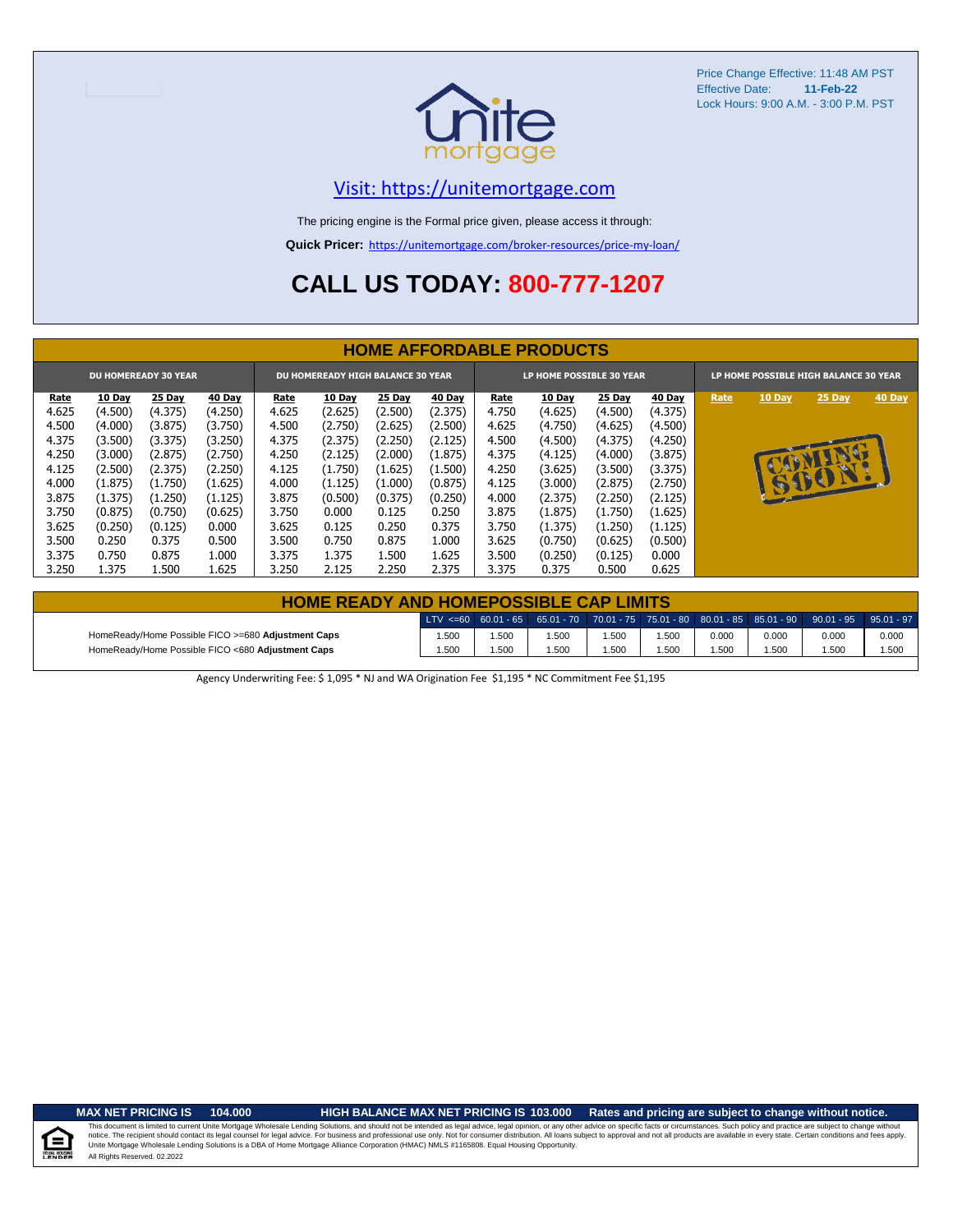Price Change Effective: 11:48 AM PST
Effective Date: **11-Feb-22**
Lock Hours: 9:00 A.M. - 3:00 P.M. PST

unite mortgage

Visit: https://unitemortgage.com

The pricing engine is the Formal price given, please access it through:

**Quick Pricer:** https://unitemortgage.com/broker-resources/price-my-loan/

# CALL US TODAY: 800-777-1207

## HOME AFFORDABLE PRODUCTS

| DU HOMEREADY 30 YEAR | | | | DU HOMEREADY HIGH BALANCE 30 YEAR | | | | LP HOME POSSIBLE 30 YEAR | | | | LP HOME POSSIBLE HIGH BALANCE 30 YEAR | | | |
|---|---|---|---|---|---|---|---|---|---|---|---|---|---|---|---|
| Rate | 10 Day | 25 Day | 40 Day | Rate | 10 Day | 25 Day | 40 Day | Rate | 10 Day | 25 Day | 40 Day | Rate | 10 Day | 25 Day | 40 Day |
| 4.625 | (4.500) | (4.375) | (4.250) | 4.625 | (2.625) | (2.500) | (2.375) | 4.750 | (4.625) | (4.500) | (4.375) | COMING SOON! | | | |
| 4.500 | (4.000) | (3.875) | (3.750) | 4.500 | (2.750) | (2.625) | (2.500) | 4.625 | (4.750) | (4.625) | (4.500) | | | | |
| 4.375 | (3.500) | (3.375) | (3.250) | 4.375 | (2.375) | (2.250) | (2.125) | 4.500 | (4.500) | (4.375) | (4.250) | | | | |
| 4.250 | (3.000) | (2.875) | (2.750) | 4.250 | (2.125) | (2.000) | (1.875) | 4.375 | (4.125) | (4.000) | (3.875) | | | | |
| 4.125 | (2.500) | (2.375) | (2.250) | 4.125 | (1.750) | (1.625) | (1.500) | 4.250 | (3.625) | (3.500) | (3.375) | | | | |
| 4.000 | (1.875) | (1.750) | (1.625) | 4.000 | (1.125) | (1.000) | (0.875) | 4.125 | (3.000) | (2.875) | (2.750) | | | | |
| 3.875 | (1.375) | (1.250) | (1.125) | 3.875 | (0.500) | (0.375) | (0.250) | 4.000 | (2.375) | (2.250) | (2.125) | | | | |
| 3.750 | (0.875) | (0.750) | (0.625) | 3.750 | 0.000 | 0.125 | 0.250 | 3.875 | (1.875) | (1.750) | (1.625) | | | | |
| 3.625 | (0.250) | (0.125) | 0.000 | 3.625 | 0.125 | 0.250 | 0.375 | 3.750 | (1.375) | (1.250) | (1.125) | | | | |
| 3.500 | 0.250 | 0.375 | 0.500 | 3.500 | 0.750 | 0.875 | 1.000 | 3.625 | (0.750) | (0.625) | (0.500) | | | | |
| 3.375 | 0.750 | 0.875 | 1.000 | 3.375 | 1.375 | 1.500 | 1.625 | 3.500 | (0.250) | (0.125) | 0.000 | | | | |
| 3.250 | 1.375 | 1.500 | 1.625 | 3.250 | 2.125 | 2.250 | 2.375 | 3.375 | 0.375 | 0.500 | 0.625 | | | | |

## HOME READY AND HOMEPOSSIBLE CAP LIMITS

| | LTV <=60 | 60.01 - 65 | 65.01 - 70 | 70.01 - 75 | 75.01 - 80 | 80.01 - 85 | 85.01 - 90 | 90.01 - 95 | 95.01 - 97 |
|---|---|---|---|---|---|---|---|---|---|
| HomeReady/Home Possible FICO >=680 **Adjustment Caps** | 1.500 | 1.500 | 1.500 | 1.500 | 1.500 | 0.000 | 0.000 | 0.000 | 0.000 |
| HomeReady/Home Possible FICO <680 **Adjustment Caps** | 1.500 | 1.500 | 1.500 | 1.500 | 1.500 | 1.500 | 1.500 | 1.500 | 1.500 |

Agency Underwriting Fee: $ 1,095 * NJ and WA Origination Fee $1,195 * NC Commitment Fee $1,195

**MAX NET PRICING IS 104.000** **HIGH BALANCE MAX NET PRICING IS 103.000** **Rates and pricing are subject to change without notice.**

This document is limited to current Unite Mortgage Wholesale Lending Solutions, and should not be intended as legal advice, legal opinion, or any other advice on specific facts or circumstances. Such policy and practice are subject to change without notice. The recipient should contact its legal counsel for legal advice. For business and professional use only. Not for consumer distribution. All loans subject to approval and not all products are available in every state. Certain conditions and fees apply. Unite Mortgage Wholesale Lending Solutions is a DBA of Home Mortgage Alliance Corporation (HMAC) NMLS #1165808. Equal Housing Opportunity.
All Rights Reserved. 02.2022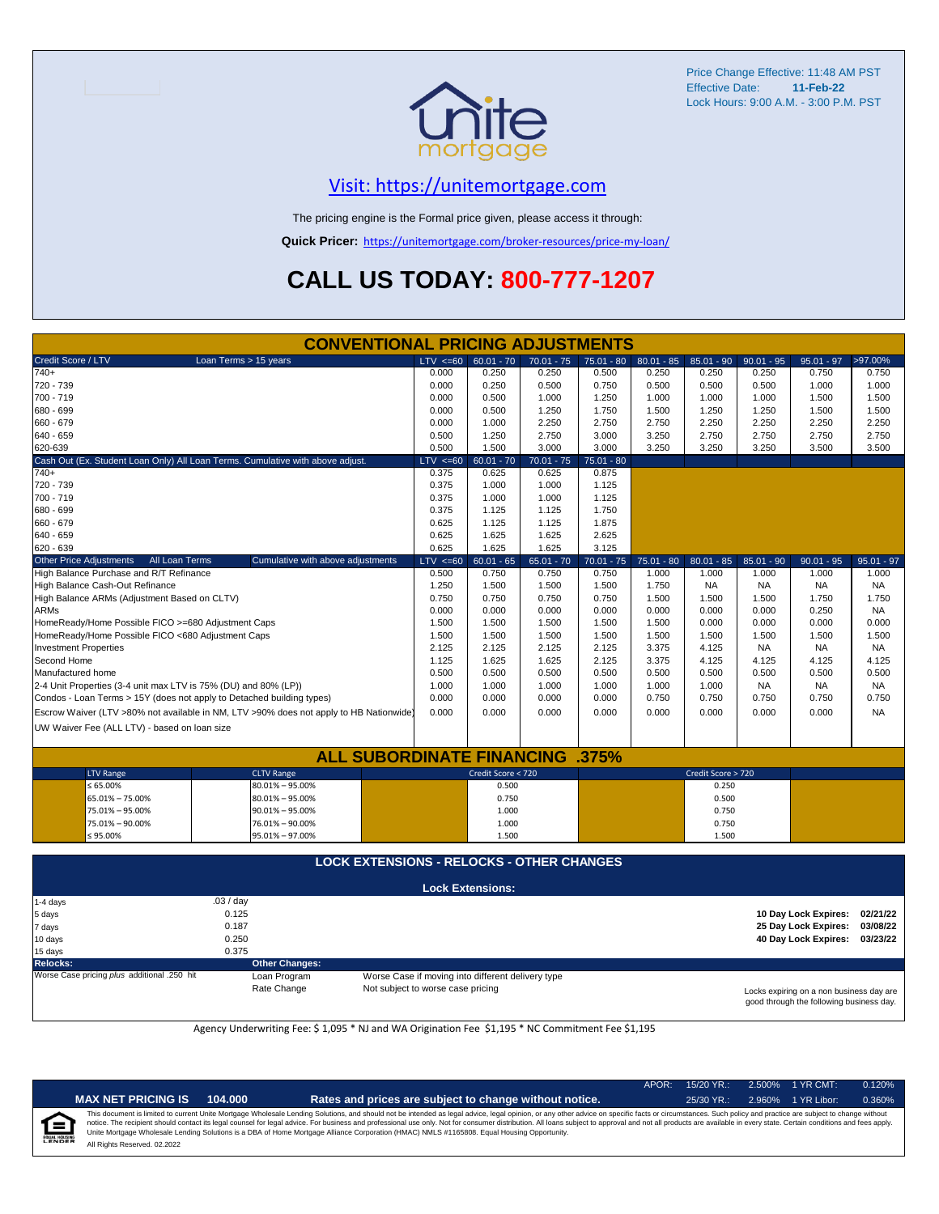Price Change Effective: 11:48 AM PST
Effective Date: **11-Feb-22**
Lock Hours: 9:00 A.M. - 3:00 P.M. PST

unite mortgage

## Visit: https://unitemortgage.com

The pricing engine is the Formal price given, please access it through:

**Quick Pricer:** https://unitemortgage.com/broker-resources/price-my-loan/

# CALL US TODAY: 800-777-1207

## CONVENTIONAL PRICING ADJUSTMENTS

| Credit Score / LTV — Loan Terms > 15 years | LTV <=60 | 60.01 - 70 | 70.01 - 75 | 75.01 - 80 | 80.01 - 85 | 85.01 - 90 | 90.01 - 95 | 95.01 - 97 | >97.00% |
|---|---|---|---|---|---|---|---|---|---|
| 740+ | 0.000 | 0.250 | 0.250 | 0.500 | 0.250 | 0.250 | 0.250 | 0.750 | 0.750 |
| 720 - 739 | 0.000 | 0.250 | 0.500 | 0.750 | 0.500 | 0.500 | 0.500 | 1.000 | 1.000 |
| 700 - 719 | 0.000 | 0.500 | 1.000 | 1.250 | 1.000 | 1.000 | 1.000 | 1.500 | 1.500 |
| 680 - 699 | 0.000 | 0.500 | 1.250 | 1.750 | 1.500 | 1.250 | 1.250 | 1.500 | 1.500 |
| 660 - 679 | 0.000 | 1.000 | 2.250 | 2.750 | 2.750 | 2.250 | 2.250 | 2.250 | 2.250 |
| 640 - 659 | 0.500 | 1.250 | 2.750 | 3.000 | 3.250 | 2.750 | 2.750 | 2.750 | 2.750 |
| 620-639 | 0.500 | 1.500 | 3.000 | 3.000 | 3.250 | 3.250 | 3.250 | 3.500 | 3.500 |

| Cash Out (Ex. Student Loan Only) All Loan Terms. Cumulative with above adjust. | LTV <=60 | 60.01 - 70 | 70.01 - 75 | 75.01 - 80 |
|---|---|---|---|---|
| 740+ | 0.375 | 0.625 | 0.625 | 0.875 |
| 720 - 739 | 0.375 | 1.000 | 1.000 | 1.125 |
| 700 - 719 | 0.375 | 1.000 | 1.000 | 1.125 |
| 680 - 699 | 0.375 | 1.125 | 1.125 | 1.750 |
| 660 - 679 | 0.625 | 1.125 | 1.125 | 1.875 |
| 640 - 659 | 0.625 | 1.625 | 1.625 | 2.625 |
| 620 - 639 | 0.625 | 1.625 | 1.625 | 3.125 |

| Other Price Adjustments — All Loan Terms — Cumulative with above adjustments | LTV <=60 | 60.01 - 65 | 65.01 - 70 | 70.01 - 75 | 75.01 - 80 | 80.01 - 85 | 85.01 - 90 | 90.01 - 95 | 95.01 - 97 |
|---|---|---|---|---|---|---|---|---|---|
| High Balance Purchase and R/T Refinance | 0.500 | 0.750 | 0.750 | 0.750 | 1.000 | 1.000 | 1.000 | 1.000 | 1.000 |
| High Balance Cash-Out Refinance | 1.250 | 1.500 | 1.500 | 1.500 | 1.750 | NA | NA | NA | NA |
| High Balance ARMs (Adjustment Based on CLTV) | 0.750 | 0.750 | 0.750 | 0.750 | 1.500 | 1.500 | 1.500 | 1.750 | 1.750 |
| ARMs | 0.000 | 0.000 | 0.000 | 0.000 | 0.000 | 0.000 | 0.000 | 0.250 | NA |
| HomeReady/Home Possible FICO >=680 Adjustment Caps | 1.500 | 1.500 | 1.500 | 1.500 | 1.500 | 0.000 | 0.000 | 0.000 | 0.000 |
| HomeReady/Home Possible FICO <680 Adjustment Caps | 1.500 | 1.500 | 1.500 | 1.500 | 1.500 | 1.500 | 1.500 | 1.500 | 1.500 |
| Investment Properties | 2.125 | 2.125 | 2.125 | 2.125 | 3.375 | 4.125 | NA | NA | NA |
| Second Home | 1.125 | 1.625 | 1.625 | 2.125 | 3.375 | 4.125 | 4.125 | 4.125 | 4.125 |
| Manufactured home | 0.500 | 0.500 | 0.500 | 0.500 | 0.500 | 0.500 | 0.500 | 0.500 | 0.500 |
| 2-4 Unit Properties (3-4 unit max LTV is 75% (DU) and 80% (LP)) | 1.000 | 1.000 | 1.000 | 1.000 | 1.000 | 1.000 | NA | NA | NA |
| Condos - Loan Terms > 15Y (does not apply to Detached building types) | 0.000 | 0.000 | 0.000 | 0.000 | 0.750 | 0.750 | 0.750 | 0.750 | 0.750 |
| Escrow Waiver (LTV >80% not available in NM, LTV >90% does not apply to HB Nationwide) | 0.000 | 0.000 | 0.000 | 0.000 | 0.000 | 0.000 | 0.000 | 0.000 | NA |
| UW Waiver Fee (ALL LTV) - based on loan size | | | | | | | | | |

## ALL SUBORDINATE FINANCING .375%

| LTV Range | CLTV Range | Credit Score < 720 | Credit Score > 720 |
|---|---|---|---|
| ≤ 65.00% | 80.01% – 95.00% | 0.500 | 0.250 |
| 65.01% – 75.00% | 80.01% – 95.00% | 0.750 | 0.500 |
| 75.01% – 95.00% | 90.01% – 95.00% | 1.000 | 0.750 |
| 75.01% – 90.00% | 76.01% – 90.00% | 1.000 | 0.750 |
| ≤ 95.00% | 95.01% – 97.00% | 1.500 | 1.500 |

## LOCK EXTENSIONS - RELOCKS - OTHER CHANGES

**Lock Extensions:**

| | |
|---|---|
| 1-4 days | .03 / day |
| 5 days | 0.125 |
| 7 days | 0.187 |
| 10 days | 0.250 |
| 15 days | 0.375 |

**10 Day Lock Expires: 02/21/22**
**25 Day Lock Expires: 03/08/22**
**40 Day Lock Expires: 03/23/22**

**Relocks:**
Worse Case pricing *plus* additional .250 hit

**Other Changes:**

| | |
|---|---|
| Loan Program | Worse Case if moving into different delivery type |
| Rate Change | Not subject to worse case pricing |

Locks expiring on a non business day are good through the following business day.

Agency Underwriting Fee: $ 1,095 * NJ and WA Origination Fee $1,195 * NC Commitment Fee $1,195

| APOR: | 15/20 YR.: | 2.500% | 1 YR CMT: | 0.120% |
|---|---|---|---|---|
| | 25/30 YR.: | 2.960% | 1 YR Libor: | 0.360% |

**MAX NET PRICING IS 104.000** — **Rates and prices are subject to change without notice.**

This document is limited to current Unite Mortgage Wholesale Lending Solutions, and should not be intended as legal advice, legal opinion, or any other advice on specific facts or circumstances. Such policy and practice are subject to change without notice. The recipient should contact its legal counsel for legal advice. For business and professional use only. Not for consumer distribution. All loans subject to approval and not all products are available in every state. Certain conditions and fees apply. Unite Mortgage Wholesale Lending Solutions is a DBA of Home Mortgage Alliance Corporation (HMAC) NMLS #1165808. Equal Housing Opportunity.

All Rights Reserved. 02.2022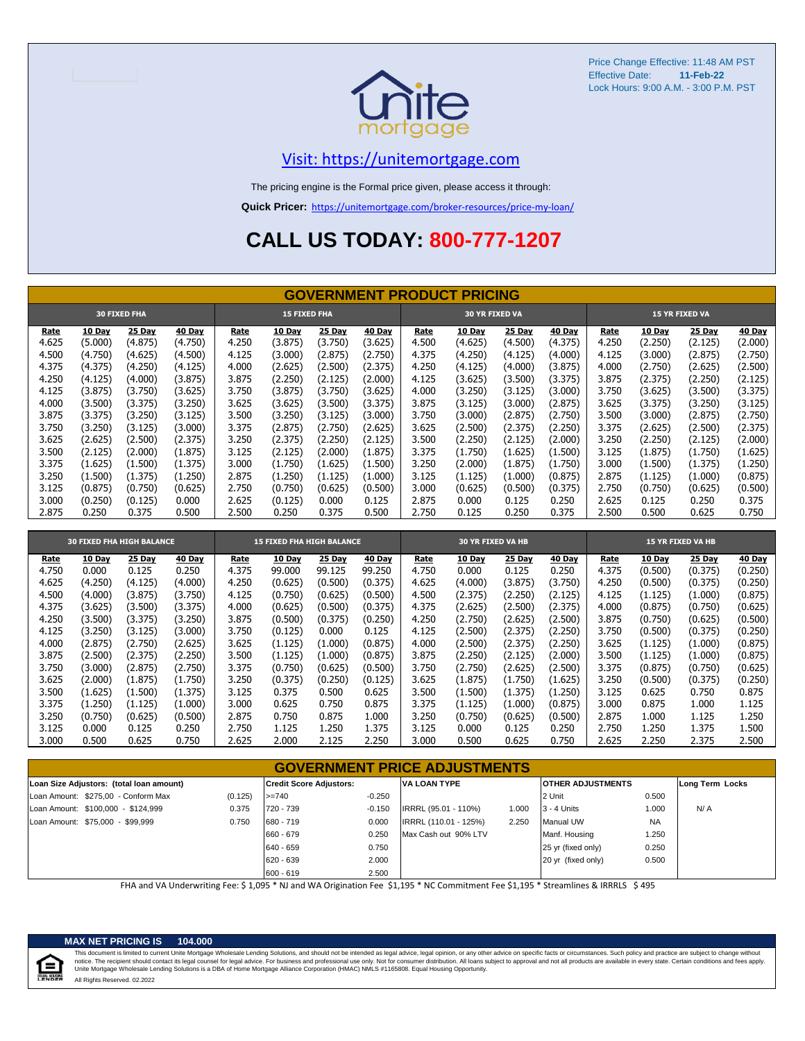Price Change Effective: 11:48 AM PST
Effective Date: **11-Feb-22**
Lock Hours: 9:00 A.M. - 3:00 P.M. PST

unite mortgage

Visit: https://unitemortgage.com

The pricing engine is the Formal price given, please access it through:

**Quick Pricer:** https://unitemortgage.com/broker-resources/price-my-loan/

# CALL US TODAY: 800-777-1207

## GOVERNMENT PRODUCT PRICING

| 30 FIXED FHA | | | | 15 FIXED FHA | | | | 30 YR FIXED VA | | | | 15 YR FIXED VA | | | |
|---|---|---|---|---|---|---|---|---|---|---|---|---|---|---|---|
| Rate | 10 Day | 25 Day | 40 Day | Rate | 10 Day | 25 Day | 40 Day | Rate | 10 Day | 25 Day | 40 Day | Rate | 10 Day | 25 Day | 40 Day |
| 4.625 | (5.000) | (4.875) | (4.750) | 4.250 | (3.875) | (3.750) | (3.625) | 4.500 | (4.625) | (4.500) | (4.375) | 4.250 | (2.250) | (2.125) | (2.000) |
| 4.500 | (4.750) | (4.625) | (4.500) | 4.125 | (3.000) | (2.875) | (2.750) | 4.375 | (4.250) | (4.125) | (4.000) | 4.125 | (3.000) | (2.875) | (2.750) |
| 4.375 | (4.375) | (4.250) | (4.125) | 4.000 | (2.625) | (2.500) | (2.375) | 4.250 | (4.125) | (4.000) | (3.875) | 4.000 | (2.750) | (2.625) | (2.500) |
| 4.250 | (4.125) | (4.000) | (3.875) | 3.875 | (2.250) | (2.125) | (2.000) | 4.125 | (3.625) | (3.500) | (3.375) | 3.875 | (2.375) | (2.250) | (2.125) |
| 4.125 | (3.875) | (3.750) | (3.625) | 3.750 | (3.875) | (3.750) | (3.625) | 4.000 | (3.250) | (3.125) | (3.000) | 3.750 | (3.625) | (3.500) | (3.375) |
| 4.000 | (3.500) | (3.375) | (3.250) | 3.625 | (3.625) | (3.500) | (3.375) | 3.875 | (3.125) | (3.000) | (2.875) | 3.625 | (3.375) | (3.250) | (3.125) |
| 3.875 | (3.375) | (3.250) | (3.125) | 3.500 | (3.250) | (3.125) | (3.000) | 3.750 | (3.000) | (2.875) | (2.750) | 3.500 | (3.000) | (2.875) | (2.750) |
| 3.750 | (3.250) | (3.125) | (3.000) | 3.375 | (2.875) | (2.750) | (2.625) | 3.625 | (2.500) | (2.375) | (2.250) | 3.375 | (2.625) | (2.500) | (2.375) |
| 3.625 | (2.625) | (2.500) | (2.375) | 3.250 | (2.375) | (2.250) | (2.125) | 3.500 | (2.250) | (2.125) | (2.000) | 3.250 | (2.250) | (2.125) | (2.000) |
| 3.500 | (2.125) | (2.000) | (1.875) | 3.125 | (2.125) | (2.000) | (1.875) | 3.375 | (1.750) | (1.625) | (1.500) | 3.125 | (1.875) | (1.750) | (1.625) |
| 3.375 | (1.625) | (1.500) | (1.375) | 3.000 | (1.750) | (1.625) | (1.500) | 3.250 | (2.000) | (1.875) | (1.750) | 3.000 | (1.500) | (1.375) | (1.250) |
| 3.250 | (1.500) | (1.375) | (1.250) | 2.875 | (1.250) | (1.125) | (1.000) | 3.125 | (1.125) | (1.000) | (0.875) | 2.875 | (1.125) | (1.000) | (0.875) |
| 3.125 | (0.875) | (0.750) | (0.625) | 2.750 | (0.750) | (0.625) | (0.500) | 3.000 | (0.625) | (0.500) | (0.375) | 2.750 | (0.750) | (0.625) | (0.500) |
| 3.000 | (0.250) | (0.125) | 0.000 | 2.625 | (0.125) | 0.000 | 0.125 | 2.875 | 0.000 | 0.125 | 0.250 | 2.625 | 0.125 | 0.250 | 0.375 |
| 2.875 | 0.250 | 0.375 | 0.500 | 2.500 | 0.250 | 0.375 | 0.500 | 2.750 | 0.125 | 0.250 | 0.375 | 2.500 | 0.500 | 0.625 | 0.750 |

| 30 FIXED FHA HIGH BALANCE | | | | 15 FIXED FHA HIGH BALANCE | | | | 30 YR FIXED VA HB | | | | 15 YR FIXED VA HB | | | |
|---|---|---|---|---|---|---|---|---|---|---|---|---|---|---|---|
| Rate | 10 Day | 25 Day | 40 Day | Rate | 10 Day | 25 Day | 40 Day | Rate | 10 Day | 25 Day | 40 Day | Rate | 10 Day | 25 Day | 40 Day |
| 4.750 | 0.000 | 0.125 | 0.250 | 4.375 | 99.000 | 99.125 | 99.250 | 4.750 | 0.000 | 0.125 | 0.250 | 4.375 | (0.500) | (0.375) | (0.250) |
| 4.625 | (4.250) | (4.125) | (4.000) | 4.250 | (0.625) | (0.500) | (0.375) | 4.625 | (4.000) | (3.875) | (3.750) | 4.250 | (0.500) | (0.375) | (0.250) |
| 4.500 | (4.000) | (3.875) | (3.750) | 4.125 | (0.750) | (0.625) | (0.500) | 4.500 | (2.375) | (2.250) | (2.125) | 4.125 | (1.125) | (1.000) | (0.875) |
| 4.375 | (3.625) | (3.500) | (3.375) | 4.000 | (0.625) | (0.500) | (0.375) | 4.375 | (2.625) | (2.500) | (2.375) | 4.000 | (0.875) | (0.750) | (0.625) |
| 4.250 | (3.500) | (3.375) | (3.250) | 3.875 | (0.500) | (0.375) | (0.250) | 4.250 | (2.750) | (2.625) | (2.500) | 3.875 | (0.750) | (0.625) | (0.500) |
| 4.125 | (3.250) | (3.125) | (3.000) | 3.750 | (0.125) | 0.000 | 0.125 | 4.125 | (2.500) | (2.375) | (2.250) | 3.750 | (0.500) | (0.375) | (0.250) |
| 4.000 | (2.875) | (2.750) | (2.625) | 3.625 | (1.125) | (1.000) | (0.875) | 4.000 | (2.500) | (2.375) | (2.250) | 3.625 | (1.125) | (1.000) | (0.875) |
| 3.875 | (2.500) | (2.375) | (2.250) | 3.500 | (1.125) | (1.000) | (0.875) | 3.875 | (2.250) | (2.125) | (2.000) | 3.500 | (1.125) | (1.000) | (0.875) |
| 3.750 | (3.000) | (2.875) | (2.750) | 3.375 | (0.750) | (0.625) | (0.500) | 3.750 | (2.750) | (2.625) | (2.500) | 3.375 | (0.875) | (0.750) | (0.625) |
| 3.625 | (2.000) | (1.875) | (1.750) | 3.250 | (0.375) | (0.250) | (0.125) | 3.625 | (1.875) | (1.750) | (1.625) | 3.250 | (0.500) | (0.375) | (0.250) |
| 3.500 | (1.625) | (1.500) | (1.375) | 3.125 | 0.375 | 0.500 | 0.625 | 3.500 | (1.500) | (1.375) | (1.250) | 3.125 | 0.625 | 0.750 | 0.875 |
| 3.375 | (1.250) | (1.125) | (1.000) | 3.000 | 0.625 | 0.750 | 0.875 | 3.375 | (1.125) | (1.000) | (0.875) | 3.000 | 0.875 | 1.000 | 1.125 |
| 3.250 | (0.750) | (0.625) | (0.500) | 2.875 | 0.750 | 0.875 | 1.000 | 3.250 | (0.750) | (0.625) | (0.500) | 2.875 | 1.000 | 1.125 | 1.250 |
| 3.125 | 0.000 | 0.125 | 0.250 | 2.750 | 1.125 | 1.250 | 1.375 | 3.125 | 0.000 | 0.125 | 0.250 | 2.750 | 1.250 | 1.375 | 1.500 |
| 3.000 | 0.500 | 0.625 | 0.750 | 2.625 | 2.000 | 2.125 | 2.250 | 3.000 | 0.500 | 0.625 | 0.750 | 2.625 | 2.250 | 2.375 | 2.500 |

## GOVERNMENT PRICE ADJUSTMENTS

| Loan Size Adjustors: (total loan amount) | | Credit Score Adjustors: | | VA LOAN TYPE | | OTHER ADJUSTMENTS | | Long Term Locks |
|---|---|---|---|---|---|---|---|---|
| Loan Amount: $275,000 - Conform Max | (0.125) | >=740 | -0.250 | | | 2 Unit | 0.500 | |
| Loan Amount: $100,000 - $124,999 | 0.375 | 720 - 739 | -0.150 | IRRRL (95.01 - 110%) | 1.000 | 3 - 4 Units | 1.000 | N/ A |
| Loan Amount: $75,000 - $99,999 | 0.750 | 680 - 719 | 0.000 | IRRRL (110.01 - 125%) | 2.250 | Manual UW | NA | |
| | | 660 - 679 | 0.250 | Max Cash out 90% LTV | | Manf. Housing | 1.250 | |
| | | 640 - 659 | 0.750 | | | 25 yr (fixed only) | 0.250 | |
| | | 620 - 639 | 2.000 | | | 20 yr (fixed only) | 0.500 | |
| | | 600 - 619 | 2.500 | | | | | |

FHA and VA Underwriting Fee: $ 1,095 * NJ and WA Origination Fee $1,195 * NC Commitment Fee $1,195 * Streamlines & IRRRLS $ 495

**MAX NET PRICING IS 104.000**

This document is limited to current Unite Mortgage Wholesale Lending Solutions, and should not be intended as legal advice, legal opinion, or any other advice on specific facts or circumstances. Such policy and practice are subject to change without notice. The recipient should contact its legal counsel for legal advice. For business and professional use only. Not for consumer distribution. All loans subject to approval and not all products are available in every state. Certain conditions and fees apply. Unite Mortgage Wholesale Lending Solutions is a DBA of Home Mortgage Alliance Corporation (HMAC) NMLS #1165808. Equal Housing Opportunity.

All Rights Reserved. 02.2022